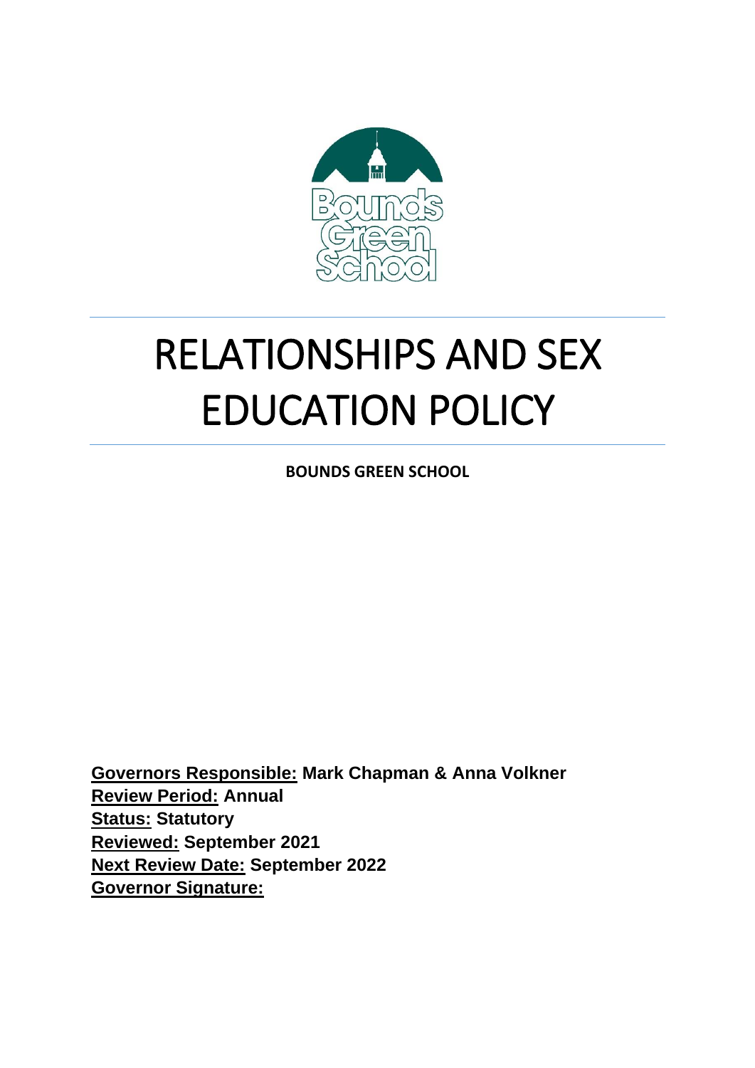# RELATIONSHIPS AND SEX EDUCATION POLICY

**BOUNDS GREEN SCHOOL**

**Governors Responsible:** **Mark Chapman & Anna Volkner**
**Review Period:** **Annual**
**Status:** **Statutory**
**Reviewed:** **September 2021**
**Next Review Date:** **September 2022**
**Governor Signature:**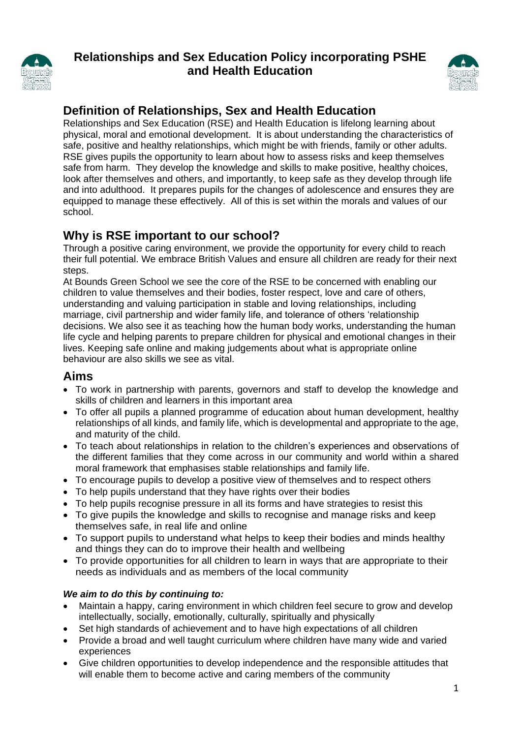# Relationships and Sex Education Policy incorporating PSHE and Health Education

## Definition of Relationships, Sex and Health Education

Relationships and Sex Education (RSE) and Health Education is lifelong learning about physical, moral and emotional development. It is about understanding the characteristics of safe, positive and healthy relationships, which might be with friends, family or other adults. RSE gives pupils the opportunity to learn about how to assess risks and keep themselves safe from harm. They develop the knowledge and skills to make positive, healthy choices, look after themselves and others, and importantly, to keep safe as they develop through life and into adulthood. It prepares pupils for the changes of adolescence and ensures they are equipped to manage these effectively. All of this is set within the morals and values of our school.

## Why is RSE important to our school?

Through a positive caring environment, we provide the opportunity for every child to reach their full potential. We embrace British Values and ensure all children are ready for their next steps.

At Bounds Green School we see the core of the RSE to be concerned with enabling our children to value themselves and their bodies, foster respect, love and care of others, understanding and valuing participation in stable and loving relationships, including marriage, civil partnership and wider family life, and tolerance of others 'relationship decisions. We also see it as teaching how the human body works, understanding the human life cycle and helping parents to prepare children for physical and emotional changes in their lives. Keeping safe online and making judgements about what is appropriate online behaviour are also skills we see as vital.

## Aims

- To work in partnership with parents, governors and staff to develop the knowledge and skills of children and learners in this important area
- To offer all pupils a planned programme of education about human development, healthy relationships of all kinds, and family life, which is developmental and appropriate to the age, and maturity of the child.
- To teach about relationships in relation to the children's experiences and observations of the different families that they come across in our community and world within a shared moral framework that emphasises stable relationships and family life.
- To encourage pupils to develop a positive view of themselves and to respect others
- To help pupils understand that they have rights over their bodies
- To help pupils recognise pressure in all its forms and have strategies to resist this
- To give pupils the knowledge and skills to recognise and manage risks and keep themselves safe, in real life and online
- To support pupils to understand what helps to keep their bodies and minds healthy and things they can do to improve their health and wellbeing
- To provide opportunities for all children to learn in ways that are appropriate to their needs as individuals and as members of the local community

***We aim to do this by continuing to:***

- Maintain a happy, caring environment in which children feel secure to grow and develop intellectually, socially, emotionally, culturally, spiritually and physically
- Set high standards of achievement and to have high expectations of all children
- Provide a broad and well taught curriculum where children have many wide and varied experiences
- Give children opportunities to develop independence and the responsible attitudes that will enable them to become active and caring members of the community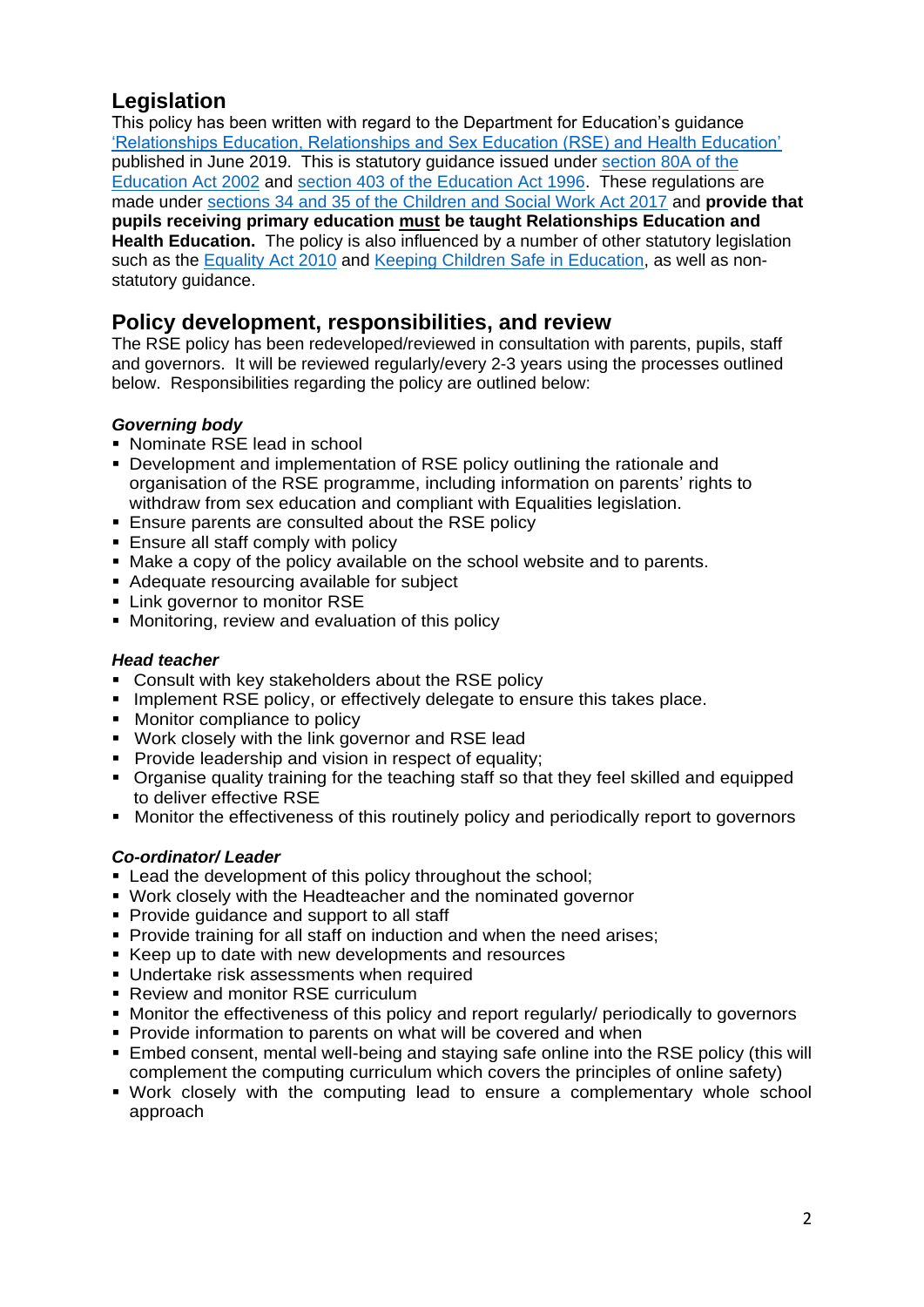## Legislation

This policy has been written with regard to the Department for Education's guidance 'Relationships Education, Relationships and Sex Education (RSE) and Health Education' published in June 2019. This is statutory guidance issued under section 80A of the Education Act 2002 and section 403 of the Education Act 1996. These regulations are made under sections 34 and 35 of the Children and Social Work Act 2017 and **provide that pupils receiving primary education must be taught Relationships Education and Health Education.** The policy is also influenced by a number of other statutory legislation such as the Equality Act 2010 and Keeping Children Safe in Education, as well as non-statutory guidance.

## Policy development, responsibilities, and review

The RSE policy has been redeveloped/reviewed in consultation with parents, pupils, staff and governors. It will be reviewed regularly/every 2-3 years using the processes outlined below. Responsibilities regarding the policy are outlined below:

***Governing body***

- Nominate RSE lead in school
- Development and implementation of RSE policy outlining the rationale and organisation of the RSE programme, including information on parents' rights to withdraw from sex education and compliant with Equalities legislation.
- Ensure parents are consulted about the RSE policy
- Ensure all staff comply with policy
- Make a copy of the policy available on the school website and to parents.
- Adequate resourcing available for subject
- Link governor to monitor RSE
- Monitoring, review and evaluation of this policy

***Head teacher***

- Consult with key stakeholders about the RSE policy
- Implement RSE policy, or effectively delegate to ensure this takes place.
- Monitor compliance to policy
- Work closely with the link governor and RSE lead
- Provide leadership and vision in respect of equality;
- Organise quality training for the teaching staff so that they feel skilled and equipped to deliver effective RSE
- Monitor the effectiveness of this routinely policy and periodically report to governors

***Co-ordinator/ Leader***

- Lead the development of this policy throughout the school;
- Work closely with the Headteacher and the nominated governor
- Provide guidance and support to all staff
- Provide training for all staff on induction and when the need arises;
- Keep up to date with new developments and resources
- Undertake risk assessments when required
- Review and monitor RSE curriculum
- Monitor the effectiveness of this policy and report regularly/ periodically to governors
- Provide information to parents on what will be covered and when
- Embed consent, mental well-being and staying safe online into the RSE policy (this will complement the computing curriculum which covers the principles of online safety)
- Work closely with the computing lead to ensure a complementary whole school approach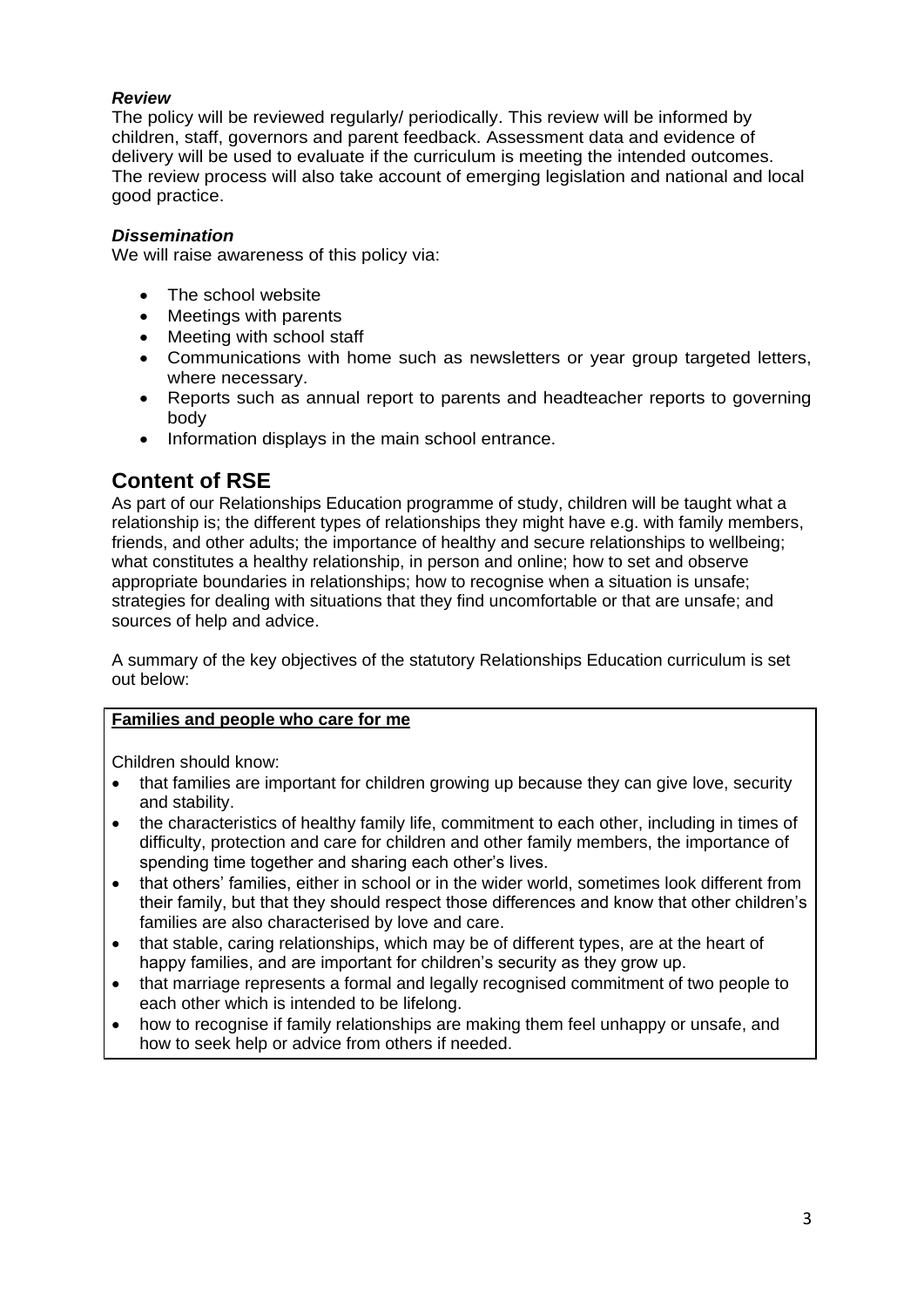***Review***

The policy will be reviewed regularly/ periodically. This review will be informed by children, staff, governors and parent feedback. Assessment data and evidence of delivery will be used to evaluate if the curriculum is meeting the intended outcomes. The review process will also take account of emerging legislation and national and local good practice.

***Dissemination***

We will raise awareness of this policy via:

- The school website
- Meetings with parents
- Meeting with school staff
- Communications with home such as newsletters or year group targeted letters, where necessary.
- Reports such as annual report to parents and headteacher reports to governing body
- Information displays in the main school entrance.

## Content of RSE

As part of our Relationships Education programme of study, children will be taught what a relationship is; the different types of relationships they might have e.g. with family members, friends, and other adults; the importance of healthy and secure relationships to wellbeing; what constitutes a healthy relationship, in person and online; how to set and observe appropriate boundaries in relationships; how to recognise when a situation is unsafe; strategies for dealing with situations that they find uncomfortable or that are unsafe; and sources of help and advice.

A summary of the key objectives of the statutory Relationships Education curriculum is set out below:

**Families and people who care for me**

Children should know:

- that families are important for children growing up because they can give love, security and stability.
- the characteristics of healthy family life, commitment to each other, including in times of difficulty, protection and care for children and other family members, the importance of spending time together and sharing each other's lives.
- that others' families, either in school or in the wider world, sometimes look different from their family, but that they should respect those differences and know that other children's families are also characterised by love and care.
- that stable, caring relationships, which may be of different types, are at the heart of happy families, and are important for children's security as they grow up.
- that marriage represents a formal and legally recognised commitment of two people to each other which is intended to be lifelong.
- how to recognise if family relationships are making them feel unhappy or unsafe, and how to seek help or advice from others if needed.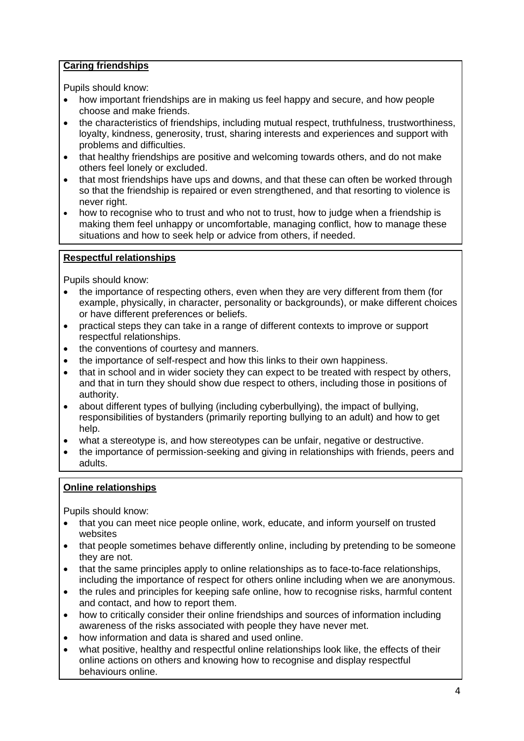**Caring friendships**

Pupils should know:

- how important friendships are in making us feel happy and secure, and how people choose and make friends.
- the characteristics of friendships, including mutual respect, truthfulness, trustworthiness, loyalty, kindness, generosity, trust, sharing interests and experiences and support with problems and difficulties.
- that healthy friendships are positive and welcoming towards others, and do not make others feel lonely or excluded.
- that most friendships have ups and downs, and that these can often be worked through so that the friendship is repaired or even strengthened, and that resorting to violence is never right.
- how to recognise who to trust and who not to trust, how to judge when a friendship is making them feel unhappy or uncomfortable, managing conflict, how to manage these situations and how to seek help or advice from others, if needed.

**Respectful relationships**

Pupils should know:

- the importance of respecting others, even when they are very different from them (for example, physically, in character, personality or backgrounds), or make different choices or have different preferences or beliefs.
- practical steps they can take in a range of different contexts to improve or support respectful relationships.
- the conventions of courtesy and manners.
- the importance of self-respect and how this links to their own happiness.
- that in school and in wider society they can expect to be treated with respect by others, and that in turn they should show due respect to others, including those in positions of authority.
- about different types of bullying (including cyberbullying), the impact of bullying, responsibilities of bystanders (primarily reporting bullying to an adult) and how to get help.
- what a stereotype is, and how stereotypes can be unfair, negative or destructive.
- the importance of permission-seeking and giving in relationships with friends, peers and adults.

**Online relationships**

Pupils should know:

- that you can meet nice people online, work, educate, and inform yourself on trusted websites
- that people sometimes behave differently online, including by pretending to be someone they are not.
- that the same principles apply to online relationships as to face-to-face relationships, including the importance of respect for others online including when we are anonymous.
- the rules and principles for keeping safe online, how to recognise risks, harmful content and contact, and how to report them.
- how to critically consider their online friendships and sources of information including awareness of the risks associated with people they have never met.
- how information and data is shared and used online.
- what positive, healthy and respectful online relationships look like, the effects of their online actions on others and knowing how to recognise and display respectful behaviours online.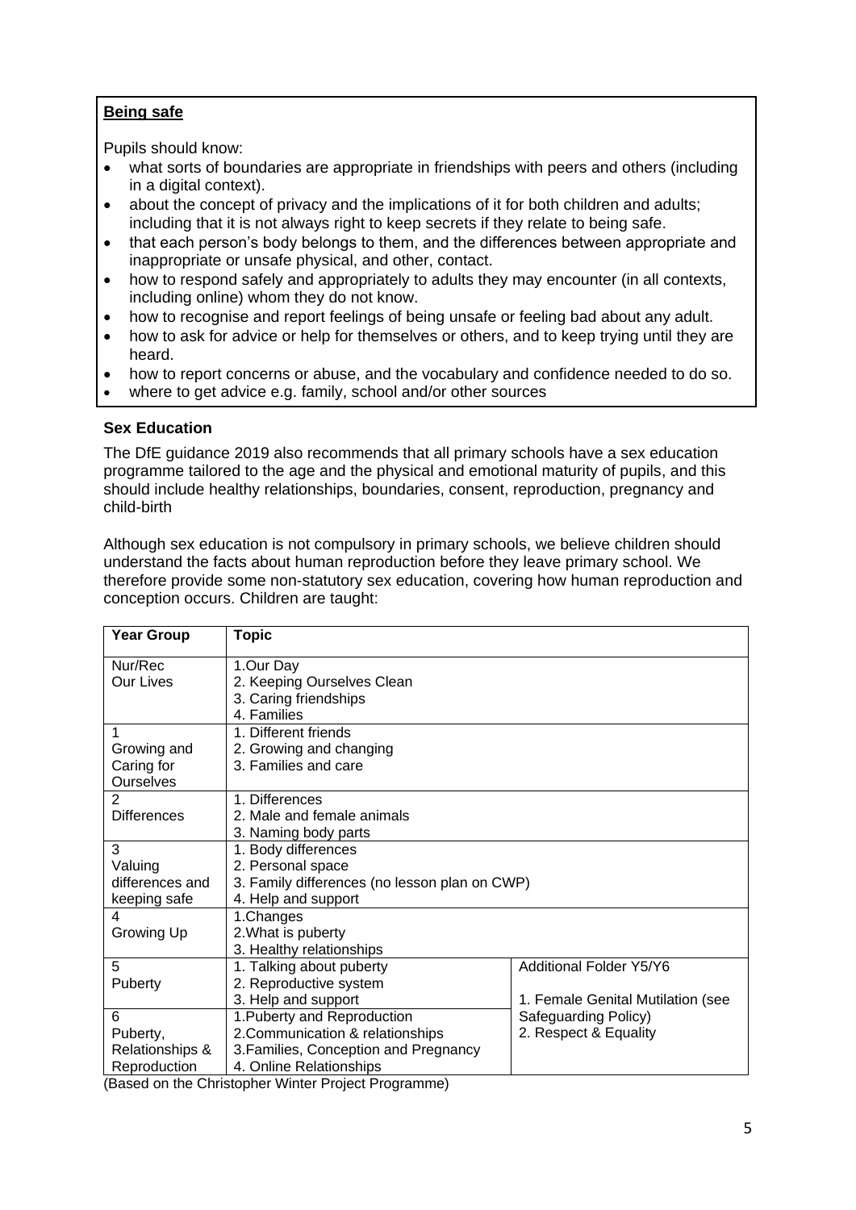**Being safe**

Pupils should know:

- what sorts of boundaries are appropriate in friendships with peers and others (including in a digital context).
- about the concept of privacy and the implications of it for both children and adults; including that it is not always right to keep secrets if they relate to being safe.
- that each person's body belongs to them, and the differences between appropriate and inappropriate or unsafe physical, and other, contact.
- how to respond safely and appropriately to adults they may encounter (in all contexts, including online) whom they do not know.
- how to recognise and report feelings of being unsafe or feeling bad about any adult.
- how to ask for advice or help for themselves or others, and to keep trying until they are heard.
- how to report concerns or abuse, and the vocabulary and confidence needed to do so.
- where to get advice e.g. family, school and/or other sources

### Sex Education

The DfE guidance 2019 also recommends that all primary schools have a sex education programme tailored to the age and the physical and emotional maturity of pupils, and this should include healthy relationships, boundaries, consent, reproduction, pregnancy and child-birth

Although sex education is not compulsory in primary schools, we believe children should understand the facts about human reproduction before they leave primary school. We therefore provide some non-statutory sex education, covering how human reproduction and conception occurs. Children are taught:

| Year Group | Topic | |
|---|---|---|
| Nur/Rec<br>Our Lives | 1.Our Day<br>2. Keeping Ourselves Clean<br>3. Caring friendships<br>4. Families | |
| 1<br>Growing and Caring for Ourselves | 1. Different friends<br>2. Growing and changing<br>3. Families and care | |
| 2<br>Differences | 1. Differences<br>2. Male and female animals<br>3. Naming body parts | |
| 3<br>Valuing differences and keeping safe | 1. Body differences<br>2. Personal space<br>3. Family differences (no lesson plan on CWP)<br>4. Help and support | |
| 4<br>Growing Up | 1.Changes<br>2.What is puberty<br>3. Healthy relationships | |
| 5<br>Puberty | 1. Talking about puberty<br>2. Reproductive system<br>3. Help and support | Additional Folder Y5/Y6<br><br>1. Female Genital Mutilation (see Safeguarding Policy)<br>2. Respect & Equality |
| 6<br>Puberty, Relationships & Reproduction | 1.Puberty and Reproduction<br>2.Communication & relationships<br>3.Families, Conception and Pregnancy<br>4. Online Relationships | |

(Based on the Christopher Winter Project Programme)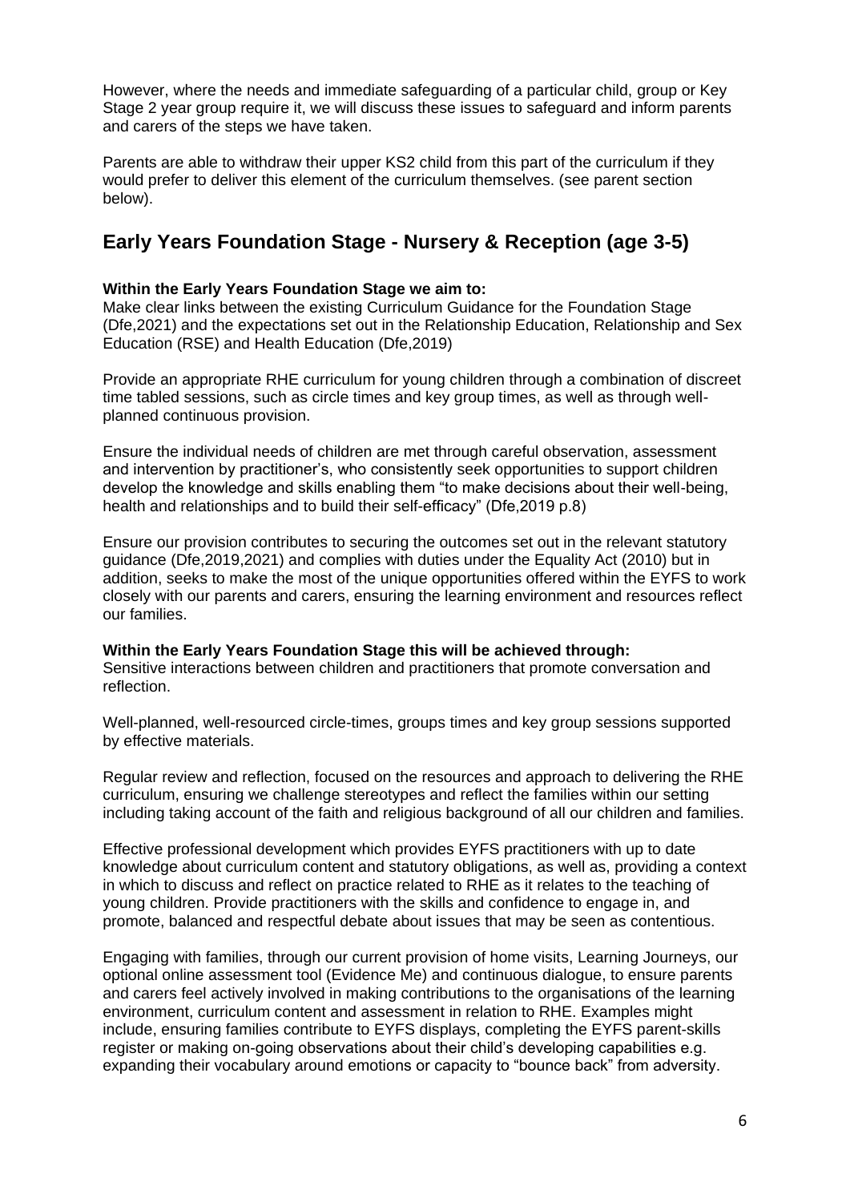However, where the needs and immediate safeguarding of a particular child, group or Key Stage 2 year group require it, we will discuss these issues to safeguard and inform parents and carers of the steps we have taken.

Parents are able to withdraw their upper KS2 child from this part of the curriculum if they would prefer to deliver this element of the curriculum themselves. (see parent section below).

## Early Years Foundation Stage - Nursery & Reception (age 3-5)

**Within the Early Years Foundation Stage we aim to:**

Make clear links between the existing Curriculum Guidance for the Foundation Stage (Dfe,2021) and the expectations set out in the Relationship Education, Relationship and Sex Education (RSE) and Health Education (Dfe,2019)

Provide an appropriate RHE curriculum for young children through a combination of discreet time tabled sessions, such as circle times and key group times, as well as through well-planned continuous provision.

Ensure the individual needs of children are met through careful observation, assessment and intervention by practitioner's, who consistently seek opportunities to support children develop the knowledge and skills enabling them "to make decisions about their well-being, health and relationships and to build their self-efficacy" (Dfe,2019 p.8)

Ensure our provision contributes to securing the outcomes set out in the relevant statutory guidance (Dfe,2019,2021) and complies with duties under the Equality Act (2010) but in addition, seeks to make the most of the unique opportunities offered within the EYFS to work closely with our parents and carers, ensuring the learning environment and resources reflect our families.

**Within the Early Years Foundation Stage this will be achieved through:**

Sensitive interactions between children and practitioners that promote conversation and reflection.

Well-planned, well-resourced circle-times, groups times and key group sessions supported by effective materials.

Regular review and reflection, focused on the resources and approach to delivering the RHE curriculum, ensuring we challenge stereotypes and reflect the families within our setting including taking account of the faith and religious background of all our children and families.

Effective professional development which provides EYFS practitioners with up to date knowledge about curriculum content and statutory obligations, as well as, providing a context in which to discuss and reflect on practice related to RHE as it relates to the teaching of young children. Provide practitioners with the skills and confidence to engage in, and promote, balanced and respectful debate about issues that may be seen as contentious.

Engaging with families, through our current provision of home visits, Learning Journeys, our optional online assessment tool (Evidence Me) and continuous dialogue, to ensure parents and carers feel actively involved in making contributions to the organisations of the learning environment, curriculum content and assessment in relation to RHE. Examples might include, ensuring families contribute to EYFS displays, completing the EYFS parent-skills register or making on-going observations about their child's developing capabilities e.g. expanding their vocabulary around emotions or capacity to "bounce back" from adversity.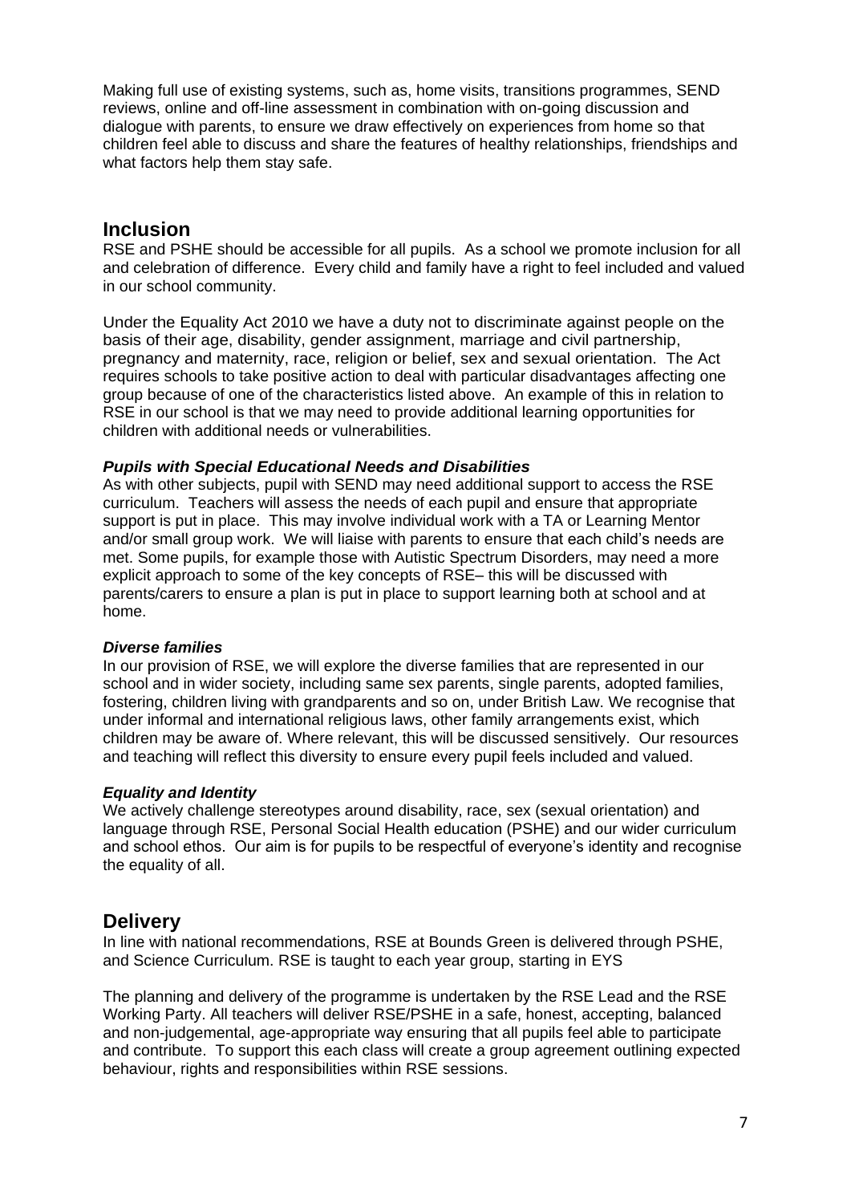Making full use of existing systems, such as, home visits, transitions programmes, SEND reviews, online and off-line assessment in combination with on-going discussion and dialogue with parents, to ensure we draw effectively on experiences from home so that children feel able to discuss and share the features of healthy relationships, friendships and what factors help them stay safe.

## Inclusion

RSE and PSHE should be accessible for all pupils. As a school we promote inclusion for all and celebration of difference. Every child and family have a right to feel included and valued in our school community.

Under the Equality Act 2010 we have a duty not to discriminate against people on the basis of their age, disability, gender assignment, marriage and civil partnership, pregnancy and maternity, race, religion or belief, sex and sexual orientation. The Act requires schools to take positive action to deal with particular disadvantages affecting one group because of one of the characteristics listed above. An example of this in relation to RSE in our school is that we may need to provide additional learning opportunities for children with additional needs or vulnerabilities.

### *Pupils with Special Educational Needs and Disabilities*

As with other subjects, pupil with SEND may need additional support to access the RSE curriculum. Teachers will assess the needs of each pupil and ensure that appropriate support is put in place. This may involve individual work with a TA or Learning Mentor and/or small group work. We will liaise with parents to ensure that each child's needs are met. Some pupils, for example those with Autistic Spectrum Disorders, may need a more explicit approach to some of the key concepts of RSE– this will be discussed with parents/carers to ensure a plan is put in place to support learning both at school and at home.

### *Diverse families*

In our provision of RSE, we will explore the diverse families that are represented in our school and in wider society, including same sex parents, single parents, adopted families, fostering, children living with grandparents and so on, under British Law. We recognise that under informal and international religious laws, other family arrangements exist, which children may be aware of. Where relevant, this will be discussed sensitively. Our resources and teaching will reflect this diversity to ensure every pupil feels included and valued.

### *Equality and Identity*

We actively challenge stereotypes around disability, race, sex (sexual orientation) and language through RSE, Personal Social Health education (PSHE) and our wider curriculum and school ethos. Our aim is for pupils to be respectful of everyone's identity and recognise the equality of all.

## Delivery

In line with national recommendations, RSE at Bounds Green is delivered through PSHE, and Science Curriculum. RSE is taught to each year group, starting in EYS

The planning and delivery of the programme is undertaken by the RSE Lead and the RSE Working Party. All teachers will deliver RSE/PSHE in a safe, honest, accepting, balanced and non-judgemental, age-appropriate way ensuring that all pupils feel able to participate and contribute. To support this each class will create a group agreement outlining expected behaviour, rights and responsibilities within RSE sessions.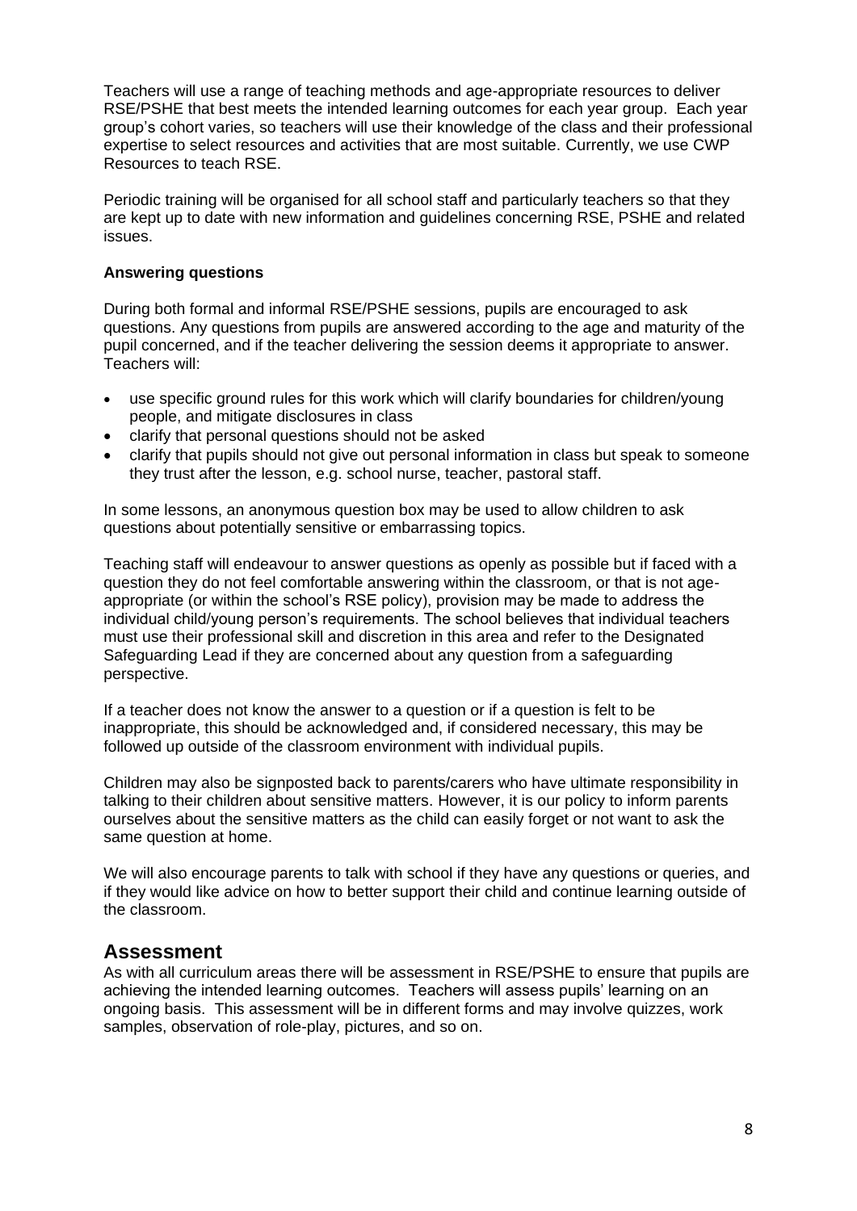Teachers will use a range of teaching methods and age-appropriate resources to deliver RSE/PSHE that best meets the intended learning outcomes for each year group. Each year group's cohort varies, so teachers will use their knowledge of the class and their professional expertise to select resources and activities that are most suitable. Currently, we use CWP Resources to teach RSE.

Periodic training will be organised for all school staff and particularly teachers so that they are kept up to date with new information and guidelines concerning RSE, PSHE and related issues.

**Answering questions**

During both formal and informal RSE/PSHE sessions, pupils are encouraged to ask questions. Any questions from pupils are answered according to the age and maturity of the pupil concerned, and if the teacher delivering the session deems it appropriate to answer. Teachers will:

- use specific ground rules for this work which will clarify boundaries for children/young people, and mitigate disclosures in class
- clarify that personal questions should not be asked
- clarify that pupils should not give out personal information in class but speak to someone they trust after the lesson, e.g. school nurse, teacher, pastoral staff.

In some lessons, an anonymous question box may be used to allow children to ask questions about potentially sensitive or embarrassing topics.

Teaching staff will endeavour to answer questions as openly as possible but if faced with a question they do not feel comfortable answering within the classroom, or that is not age-appropriate (or within the school's RSE policy), provision may be made to address the individual child/young person's requirements. The school believes that individual teachers must use their professional skill and discretion in this area and refer to the Designated Safeguarding Lead if they are concerned about any question from a safeguarding perspective.

If a teacher does not know the answer to a question or if a question is felt to be inappropriate, this should be acknowledged and, if considered necessary, this may be followed up outside of the classroom environment with individual pupils.

Children may also be signposted back to parents/carers who have ultimate responsibility in talking to their children about sensitive matters. However, it is our policy to inform parents ourselves about the sensitive matters as the child can easily forget or not want to ask the same question at home.

We will also encourage parents to talk with school if they have any questions or queries, and if they would like advice on how to better support their child and continue learning outside of the classroom.

## Assessment

As with all curriculum areas there will be assessment in RSE/PSHE to ensure that pupils are achieving the intended learning outcomes. Teachers will assess pupils' learning on an ongoing basis. This assessment will be in different forms and may involve quizzes, work samples, observation of role-play, pictures, and so on.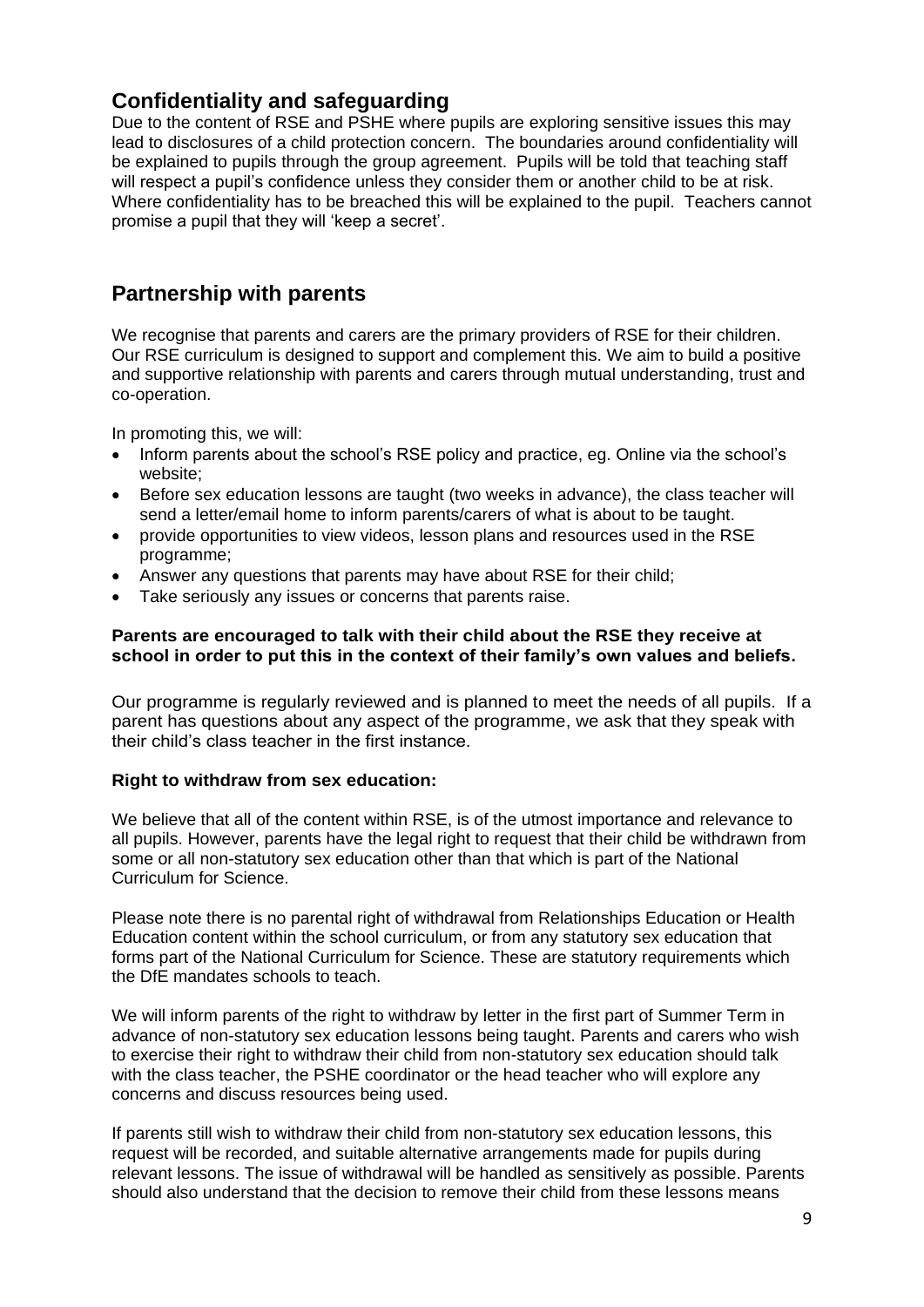## Confidentiality and safeguarding

Due to the content of RSE and PSHE where pupils are exploring sensitive issues this may lead to disclosures of a child protection concern. The boundaries around confidentiality will be explained to pupils through the group agreement. Pupils will be told that teaching staff will respect a pupil's confidence unless they consider them or another child to be at risk. Where confidentiality has to be breached this will be explained to the pupil. Teachers cannot promise a pupil that they will 'keep a secret'.

## Partnership with parents

We recognise that parents and carers are the primary providers of RSE for their children. Our RSE curriculum is designed to support and complement this. We aim to build a positive and supportive relationship with parents and carers through mutual understanding, trust and co-operation.

In promoting this, we will:

- Inform parents about the school's RSE policy and practice, eg. Online via the school's website;
- Before sex education lessons are taught (two weeks in advance), the class teacher will send a letter/email home to inform parents/carers of what is about to be taught.
- provide opportunities to view videos, lesson plans and resources used in the RSE programme;
- Answer any questions that parents may have about RSE for their child;
- Take seriously any issues or concerns that parents raise.

**Parents are encouraged to talk with their child about the RSE they receive at school in order to put this in the context of their family's own values and beliefs.**

Our programme is regularly reviewed and is planned to meet the needs of all pupils. If a parent has questions about any aspect of the programme, we ask that they speak with their child's class teacher in the first instance.

**Right to withdraw from sex education:**

We believe that all of the content within RSE, is of the utmost importance and relevance to all pupils. However, parents have the legal right to request that their child be withdrawn from some or all non-statutory sex education other than that which is part of the National Curriculum for Science.

Please note there is no parental right of withdrawal from Relationships Education or Health Education content within the school curriculum, or from any statutory sex education that forms part of the National Curriculum for Science. These are statutory requirements which the DfE mandates schools to teach.

We will inform parents of the right to withdraw by letter in the first part of Summer Term in advance of non-statutory sex education lessons being taught. Parents and carers who wish to exercise their right to withdraw their child from non-statutory sex education should talk with the class teacher, the PSHE coordinator or the head teacher who will explore any concerns and discuss resources being used.

If parents still wish to withdraw their child from non-statutory sex education lessons, this request will be recorded, and suitable alternative arrangements made for pupils during relevant lessons. The issue of withdrawal will be handled as sensitively as possible. Parents should also understand that the decision to remove their child from these lessons means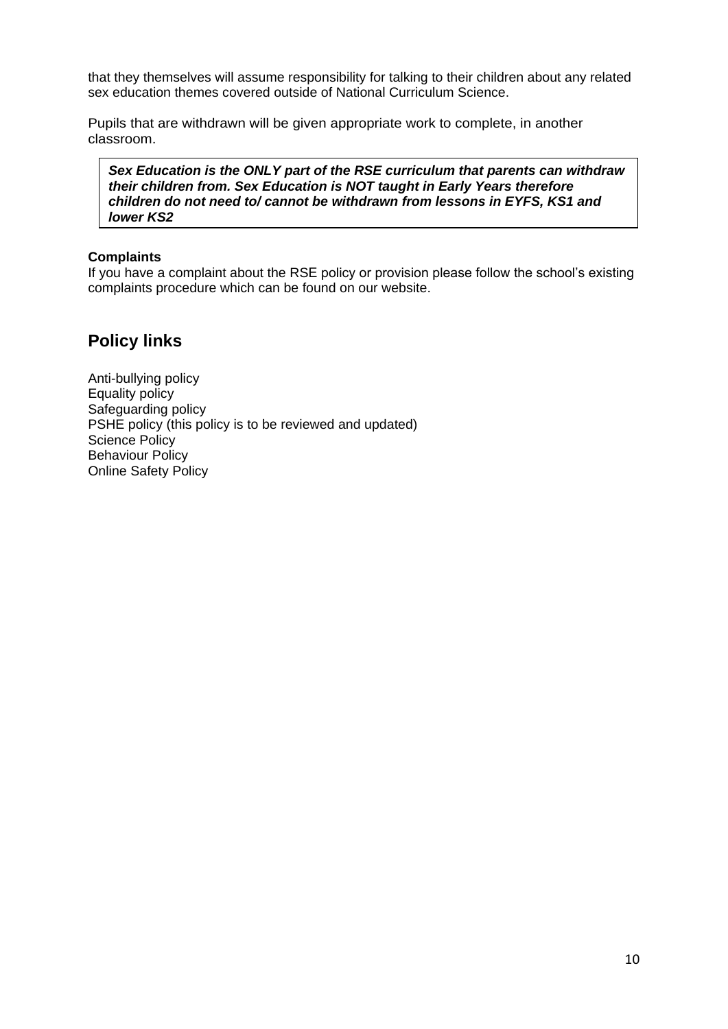that they themselves will assume responsibility for talking to their children about any related sex education themes covered outside of National Curriculum Science.

Pupils that are withdrawn will be given appropriate work to complete, in another classroom.

***Sex Education is the ONLY part of the RSE curriculum that parents can withdraw their children from. Sex Education is NOT taught in Early Years therefore children do not need to/ cannot be withdrawn from lessons in EYFS, KS1 and lower KS2***

**Complaints**

If you have a complaint about the RSE policy or provision please follow the school's existing complaints procedure which can be found on our website.

## Policy links

Anti-bullying policy
Equality policy
Safeguarding policy
PSHE policy (this policy is to be reviewed and updated)
Science Policy
Behaviour Policy
Online Safety Policy